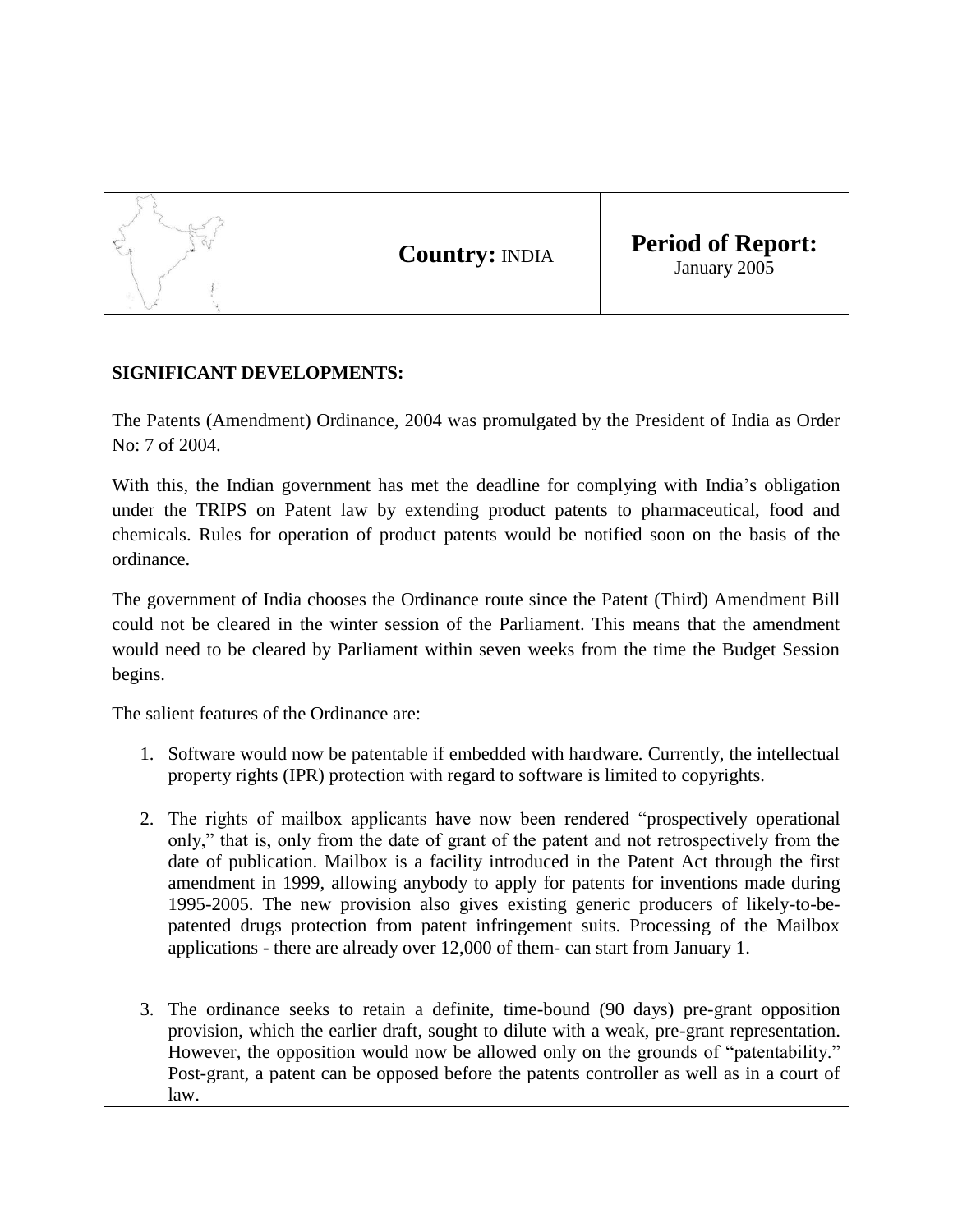| | **Country:** INDIA | **Period of Report:** January 2005 |
|---|---|---|

**SIGNIFICANT DEVELOPMENTS:**

The Patents (Amendment) Ordinance, 2004 was promulgated by the President of India as Order No: 7 of 2004.

With this, the Indian government has met the deadline for complying with India's obligation under the TRIPS on Patent law by extending product patents to pharmaceutical, food and chemicals. Rules for operation of product patents would be notified soon on the basis of the ordinance.

The government of India chooses the Ordinance route since the Patent (Third) Amendment Bill could not be cleared in the winter session of the Parliament. This means that the amendment would need to be cleared by Parliament within seven weeks from the time the Budget Session begins.

The salient features of the Ordinance are:

1. Software would now be patentable if embedded with hardware. Currently, the intellectual property rights (IPR) protection with regard to software is limited to copyrights.

2. The rights of mailbox applicants have now been rendered "prospectively operational only," that is, only from the date of grant of the patent and not retrospectively from the date of publication. Mailbox is a facility introduced in the Patent Act through the first amendment in 1999, allowing anybody to apply for patents for inventions made during 1995-2005. The new provision also gives existing generic producers of likely-to-be-patented drugs protection from patent infringement suits. Processing of the Mailbox applications - there are already over 12,000 of them- can start from January 1.

3. The ordinance seeks to retain a definite, time-bound (90 days) pre-grant opposition provision, which the earlier draft, sought to dilute with a weak, pre-grant representation. However, the opposition would now be allowed only on the grounds of "patentability." Post-grant, a patent can be opposed before the patents controller as well as in a court of law.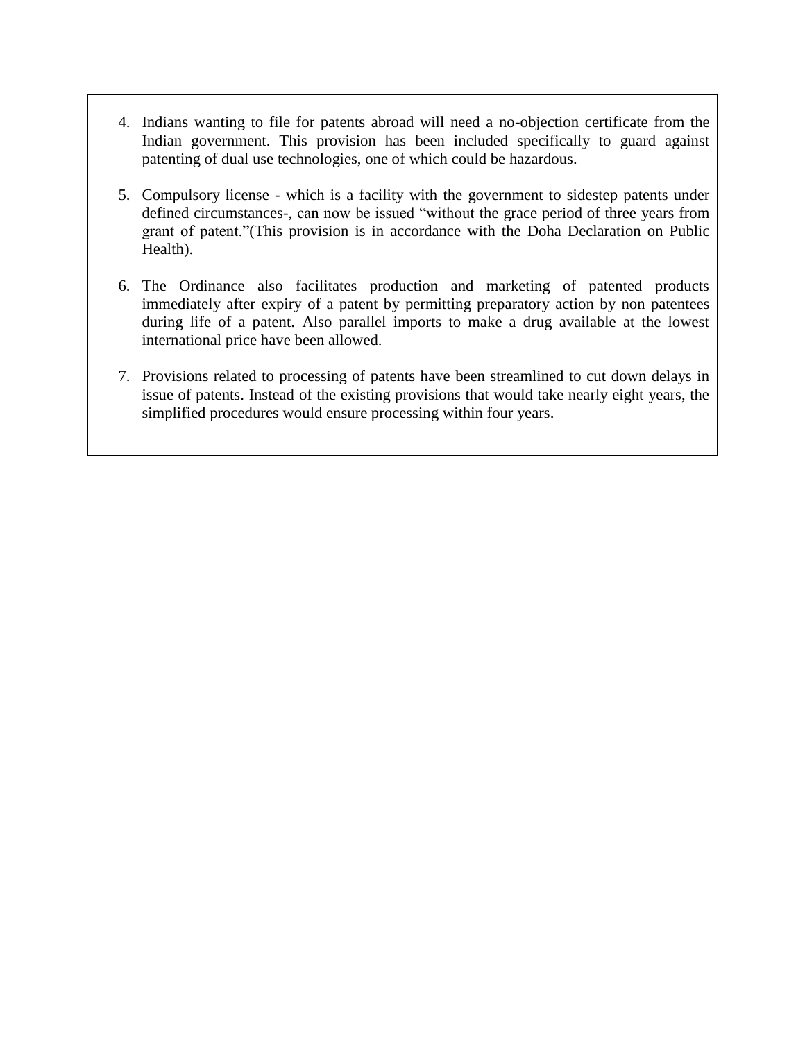4. Indians wanting to file for patents abroad will need a no-objection certificate from the Indian government. This provision has been included specifically to guard against patenting of dual use technologies, one of which could be hazardous.

5. Compulsory license - which is a facility with the government to sidestep patents under defined circumstances-, can now be issued "without the grace period of three years from grant of patent."(This provision is in accordance with the Doha Declaration on Public Health).

6. The Ordinance also facilitates production and marketing of patented products immediately after expiry of a patent by permitting preparatory action by non patentees during life of a patent. Also parallel imports to make a drug available at the lowest international price have been allowed.

7. Provisions related to processing of patents have been streamlined to cut down delays in issue of patents. Instead of the existing provisions that would take nearly eight years, the simplified procedures would ensure processing within four years.